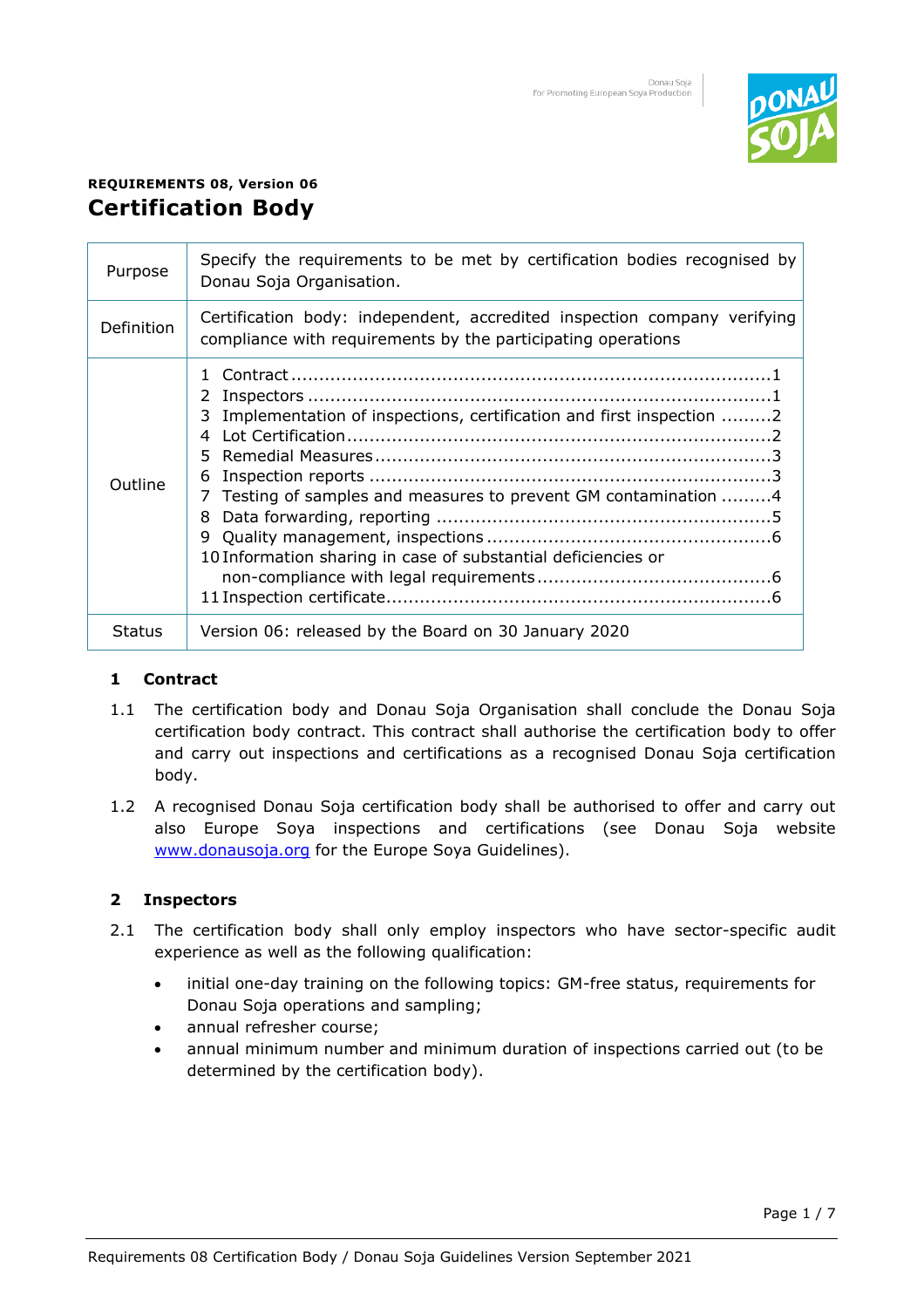**REQUIREMENTS 08, Version 06**

# Certification Body

| | |
|---|---|
| Purpose | Specify the requirements to be met by certification bodies recognised by Donau Soja Organisation. |
| Definition | Certification body: independent, accredited inspection company verifying compliance with requirements by the participating operations |
| Outline | 1 Contract ....... 1<br>2 Inspectors ....... 1<br>3 Implementation of inspections, certification and first inspection ....... 2<br>4 Lot Certification ....... 2<br>5 Remedial Measures ....... 3<br>6 Inspection reports ....... 3<br>7 Testing of samples and measures to prevent GM contamination ....... 4<br>8 Data forwarding, reporting ....... 5<br>9 Quality management, inspections ....... 6<br>10 Information sharing in case of substantial deficiencies or non-compliance with legal requirements ....... 6<br>11 Inspection certificate ....... 6 |
| Status | Version 06: released by the Board on 30 January 2020 |

## 1 Contract

1.1 The certification body and Donau Soja Organisation shall conclude the Donau Soja certification body contract. This contract shall authorise the certification body to offer and carry out inspections and certifications as a recognised Donau Soja certification body.

1.2 A recognised Donau Soja certification body shall be authorised to offer and carry out also Europe Soya inspections and certifications (see Donau Soja website www.donausoja.org for the Europe Soya Guidelines).

## 2 Inspectors

2.1 The certification body shall only employ inspectors who have sector-specific audit experience as well as the following qualification:

- initial one-day training on the following topics: GM-free status, requirements for Donau Soja operations and sampling;
- annual refresher course;
- annual minimum number and minimum duration of inspections carried out (to be determined by the certification body).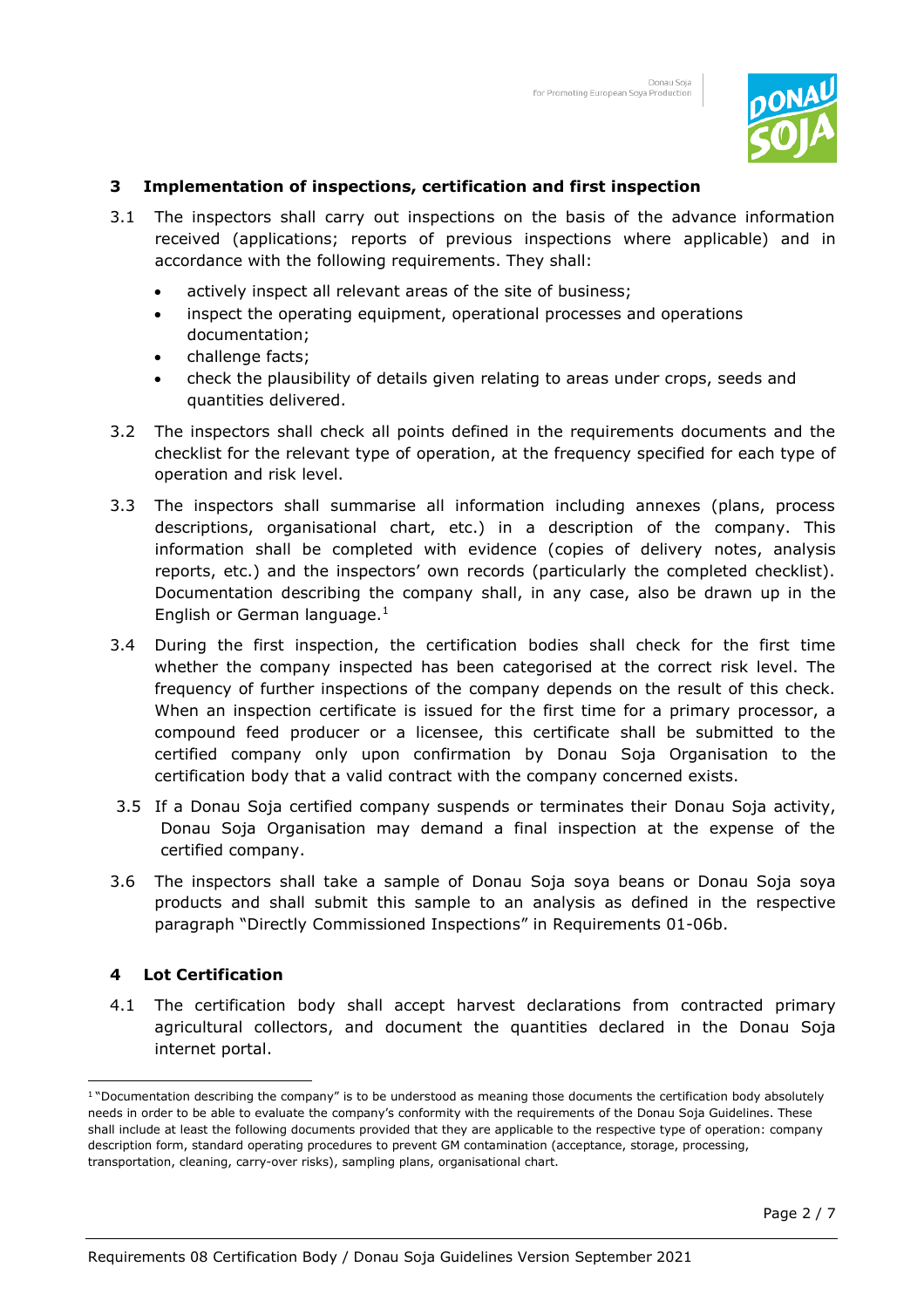## 3 Implementation of inspections, certification and first inspection

3.1 The inspectors shall carry out inspections on the basis of the advance information received (applications; reports of previous inspections where applicable) and in accordance with the following requirements. They shall:

- actively inspect all relevant areas of the site of business;
- inspect the operating equipment, operational processes and operations documentation;
- challenge facts;
- check the plausibility of details given relating to areas under crops, seeds and quantities delivered.

3.2 The inspectors shall check all points defined in the requirements documents and the checklist for the relevant type of operation, at the frequency specified for each type of operation and risk level.

3.3 The inspectors shall summarise all information including annexes (plans, process descriptions, organisational chart, etc.) in a description of the company. This information shall be completed with evidence (copies of delivery notes, analysis reports, etc.) and the inspectors' own records (particularly the completed checklist). Documentation describing the company shall, in any case, also be drawn up in the English or German language.[1]

3.4 During the first inspection, the certification bodies shall check for the first time whether the company inspected has been categorised at the correct risk level. The frequency of further inspections of the company depends on the result of this check. When an inspection certificate is issued for the first time for a primary processor, a compound feed producer or a licensee, this certificate shall be submitted to the certified company only upon confirmation by Donau Soja Organisation to the certification body that a valid contract with the company concerned exists.

3.5 If a Donau Soja certified company suspends or terminates their Donau Soja activity, Donau Soja Organisation may demand a final inspection at the expense of the certified company.

3.6 The inspectors shall take a sample of Donau Soja soya beans or Donau Soja soya products and shall submit this sample to an analysis as defined in the respective paragraph "Directly Commissioned Inspections" in Requirements 01-06b.

## 4 Lot Certification

4.1 The certification body shall accept harvest declarations from contracted primary agricultural collectors, and document the quantities declared in the Donau Soja internet portal.

---

[1] "Documentation describing the company" is to be understood as meaning those documents the certification body absolutely needs in order to be able to evaluate the company's conformity with the requirements of the Donau Soja Guidelines. These shall include at least the following documents provided that they are applicable to the respective type of operation: company description form, standard operating procedures to prevent GM contamination (acceptance, storage, processing, transportation, cleaning, carry-over risks), sampling plans, organisational chart.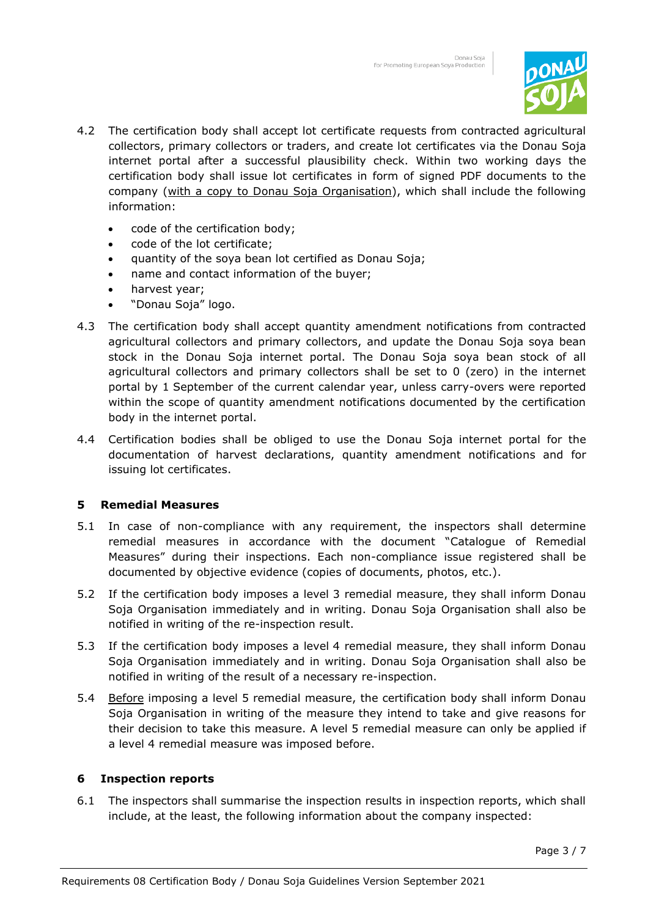4.2 The certification body shall accept lot certificate requests from contracted agricultural collectors, primary collectors or traders, and create lot certificates via the Donau Soja internet portal after a successful plausibility check. Within two working days the certification body shall issue lot certificates in form of signed PDF documents to the company (<u>with a copy to Donau Soja Organisation</u>), which shall include the following information:

- code of the certification body;
- code of the lot certificate;
- quantity of the soya bean lot certified as Donau Soja;
- name and contact information of the buyer;
- harvest year;
- "Donau Soja" logo.

4.3 The certification body shall accept quantity amendment notifications from contracted agricultural collectors and primary collectors, and update the Donau Soja soya bean stock in the Donau Soja internet portal. The Donau Soja soya bean stock of all agricultural collectors and primary collectors shall be set to 0 (zero) in the internet portal by 1 September of the current calendar year, unless carry-overs were reported within the scope of quantity amendment notifications documented by the certification body in the internet portal.

4.4 Certification bodies shall be obliged to use the Donau Soja internet portal for the documentation of harvest declarations, quantity amendment notifications and for issuing lot certificates.

## 5 Remedial Measures

5.1 In case of non-compliance with any requirement, the inspectors shall determine remedial measures in accordance with the document "Catalogue of Remedial Measures" during their inspections. Each non-compliance issue registered shall be documented by objective evidence (copies of documents, photos, etc.).

5.2 If the certification body imposes a level 3 remedial measure, they shall inform Donau Soja Organisation immediately and in writing. Donau Soja Organisation shall also be notified in writing of the re-inspection result.

5.3 If the certification body imposes a level 4 remedial measure, they shall inform Donau Soja Organisation immediately and in writing. Donau Soja Organisation shall also be notified in writing of the result of a necessary re-inspection.

5.4 <u>Before</u> imposing a level 5 remedial measure, the certification body shall inform Donau Soja Organisation in writing of the measure they intend to take and give reasons for their decision to take this measure. A level 5 remedial measure can only be applied if a level 4 remedial measure was imposed before.

## 6 Inspection reports

6.1 The inspectors shall summarise the inspection results in inspection reports, which shall include, at the least, the following information about the company inspected: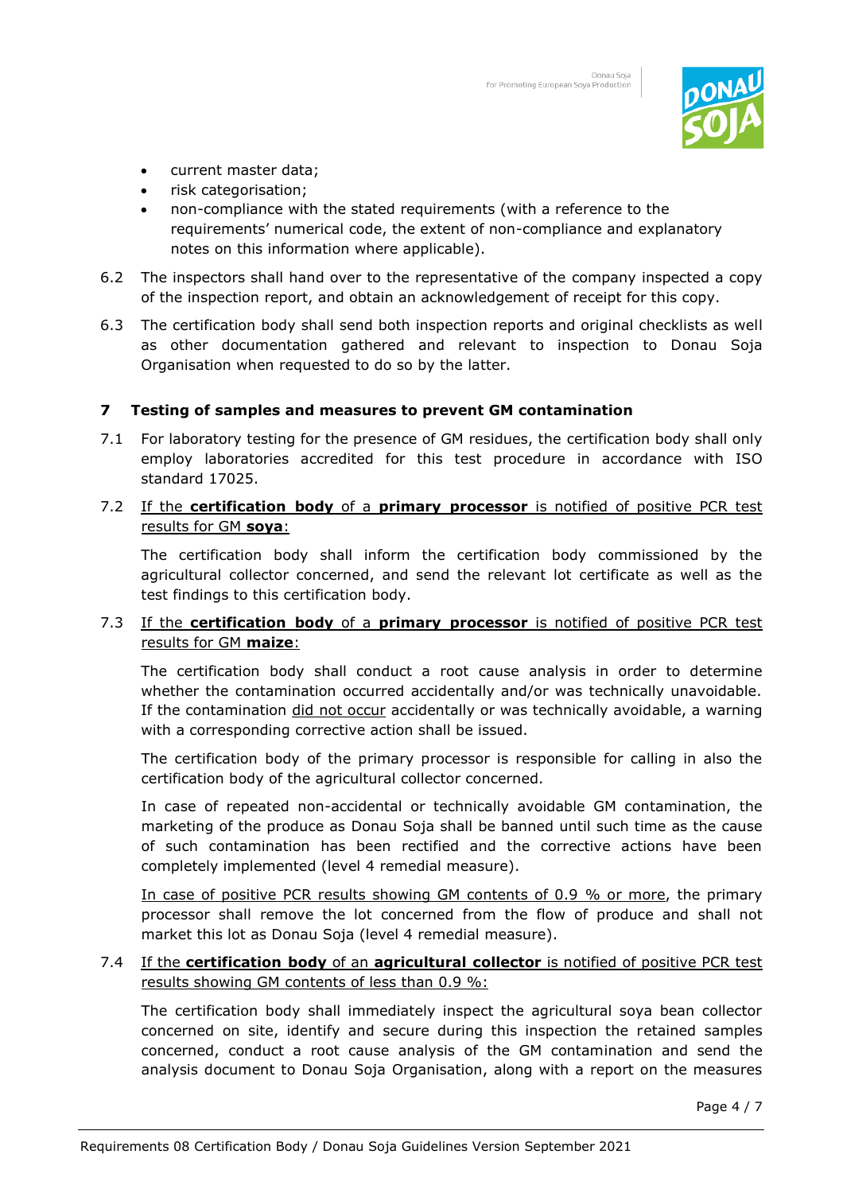- current master data;
- risk categorisation;
- non-compliance with the stated requirements (with a reference to the requirements' numerical code, the extent of non-compliance and explanatory notes on this information where applicable).

6.2 The inspectors shall hand over to the representative of the company inspected a copy of the inspection report, and obtain an acknowledgement of receipt for this copy.

6.3 The certification body shall send both inspection reports and original checklists as well as other documentation gathered and relevant to inspection to Donau Soja Organisation when requested to do so by the latter.

## 7 Testing of samples and measures to prevent GM contamination

7.1 For laboratory testing for the presence of GM residues, the certification body shall only employ laboratories accredited for this test procedure in accordance with ISO standard 17025.

7.2 If the **certification body** of a **primary processor** is notified of positive PCR test results for GM **soya**:

The certification body shall inform the certification body commissioned by the agricultural collector concerned, and send the relevant lot certificate as well as the test findings to this certification body.

7.3 If the **certification body** of a **primary processor** is notified of positive PCR test results for GM **maize**:

The certification body shall conduct a root cause analysis in order to determine whether the contamination occurred accidentally and/or was technically unavoidable. If the contamination did not occur accidentally or was technically avoidable, a warning with a corresponding corrective action shall be issued.

The certification body of the primary processor is responsible for calling in also the certification body of the agricultural collector concerned.

In case of repeated non-accidental or technically avoidable GM contamination, the marketing of the produce as Donau Soja shall be banned until such time as the cause of such contamination has been rectified and the corrective actions have been completely implemented (level 4 remedial measure).

In case of positive PCR results showing GM contents of 0.9 % or more, the primary processor shall remove the lot concerned from the flow of produce and shall not market this lot as Donau Soja (level 4 remedial measure).

7.4 If the **certification body** of an **agricultural collector** is notified of positive PCR test results showing GM contents of less than 0.9 %:

The certification body shall immediately inspect the agricultural soya bean collector concerned on site, identify and secure during this inspection the retained samples concerned, conduct a root cause analysis of the GM contamination and send the analysis document to Donau Soja Organisation, along with a report on the measures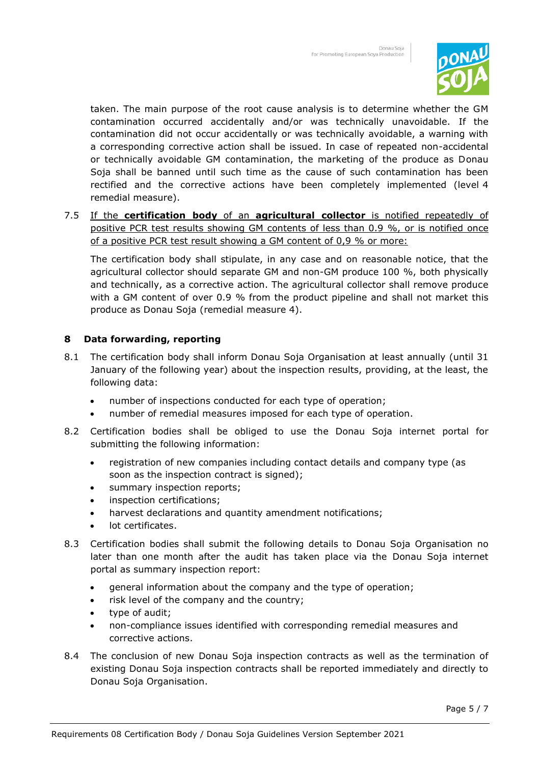taken. The main purpose of the root cause analysis is to determine whether the GM contamination occurred accidentally and/or was technically unavoidable. If the contamination did not occur accidentally or was technically avoidable, a warning with a corresponding corrective action shall be issued. In case of repeated non-accidental or technically avoidable GM contamination, the marketing of the produce as Donau Soja shall be banned until such time as the cause of such contamination has been rectified and the corrective actions have been completely implemented (level 4 remedial measure).

7.5 <u>If the **certification body** of an **agricultural collector** is notified repeatedly of positive PCR test results showing GM contents of less than 0.9 %, or is notified once of a positive PCR test result showing a GM content of 0,9 % or more:</u>

The certification body shall stipulate, in any case and on reasonable notice, that the agricultural collector should separate GM and non-GM produce 100 %, both physically and technically, as a corrective action. The agricultural collector shall remove produce with a GM content of over 0.9 % from the product pipeline and shall not market this produce as Donau Soja (remedial measure 4).

## 8 Data forwarding, reporting

8.1 The certification body shall inform Donau Soja Organisation at least annually (until 31 January of the following year) about the inspection results, providing, at the least, the following data:

- number of inspections conducted for each type of operation;
- number of remedial measures imposed for each type of operation.

8.2 Certification bodies shall be obliged to use the Donau Soja internet portal for submitting the following information:

- registration of new companies including contact details and company type (as soon as the inspection contract is signed);
- summary inspection reports;
- inspection certifications;
- harvest declarations and quantity amendment notifications;
- lot certificates.

8.3 Certification bodies shall submit the following details to Donau Soja Organisation no later than one month after the audit has taken place via the Donau Soja internet portal as summary inspection report:

- general information about the company and the type of operation;
- risk level of the company and the country;
- type of audit;
- non-compliance issues identified with corresponding remedial measures and corrective actions.

8.4 The conclusion of new Donau Soja inspection contracts as well as the termination of existing Donau Soja inspection contracts shall be reported immediately and directly to Donau Soja Organisation.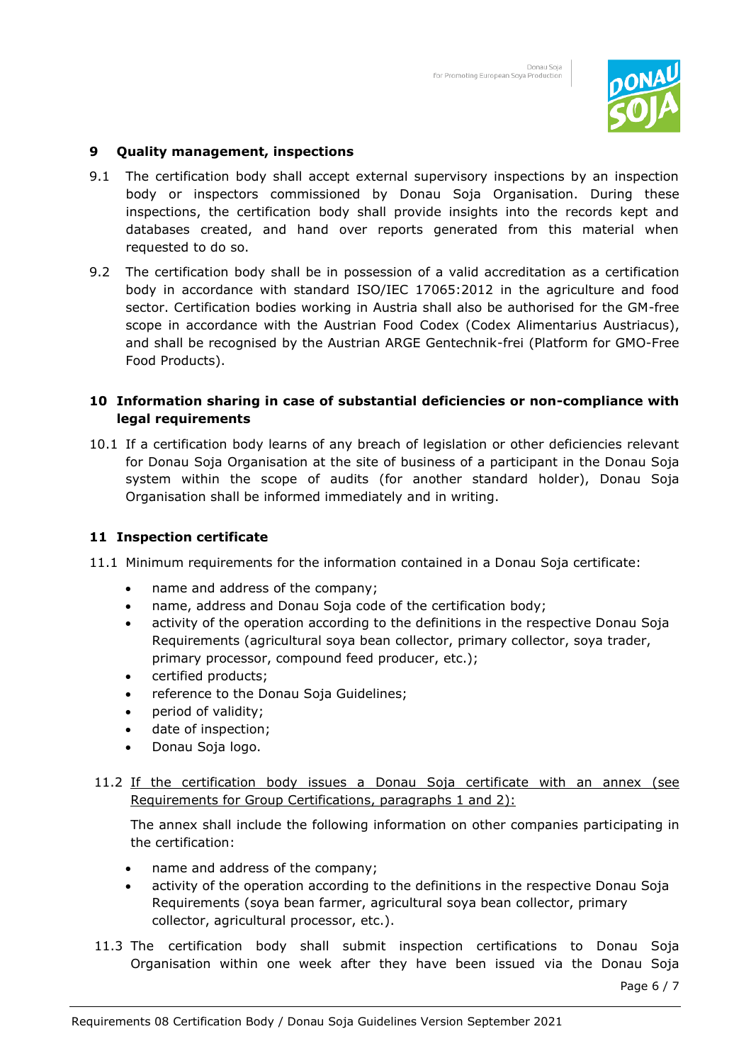## 9 Quality management, inspections

9.1 The certification body shall accept external supervisory inspections by an inspection body or inspectors commissioned by Donau Soja Organisation. During these inspections, the certification body shall provide insights into the records kept and databases created, and hand over reports generated from this material when requested to do so.

9.2 The certification body shall be in possession of a valid accreditation as a certification body in accordance with standard ISO/IEC 17065:2012 in the agriculture and food sector. Certification bodies working in Austria shall also be authorised for the GM-free scope in accordance with the Austrian Food Codex (Codex Alimentarius Austriacus), and shall be recognised by the Austrian ARGE Gentechnik-frei (Platform for GMO-Free Food Products).

## 10 Information sharing in case of substantial deficiencies or non-compliance with legal requirements

10.1 If a certification body learns of any breach of legislation or other deficiencies relevant for Donau Soja Organisation at the site of business of a participant in the Donau Soja system within the scope of audits (for another standard holder), Donau Soja Organisation shall be informed immediately and in writing.

## 11 Inspection certificate

11.1 Minimum requirements for the information contained in a Donau Soja certificate:

- name and address of the company;
- name, address and Donau Soja code of the certification body;
- activity of the operation according to the definitions in the respective Donau Soja Requirements (agricultural soya bean collector, primary collector, soya trader, primary processor, compound feed producer, etc.);
- certified products;
- reference to the Donau Soja Guidelines;
- period of validity;
- date of inspection;
- Donau Soja logo.

11.2 <u>If the certification body issues a Donau Soja certificate with an annex (see Requirements for Group Certifications, paragraphs 1 and 2):</u>

The annex shall include the following information on other companies participating in the certification:

- name and address of the company;
- activity of the operation according to the definitions in the respective Donau Soja Requirements (soya bean farmer, agricultural soya bean collector, primary collector, agricultural processor, etc.).

11.3 The certification body shall submit inspection certifications to Donau Soja Organisation within one week after they have been issued via the Donau Soja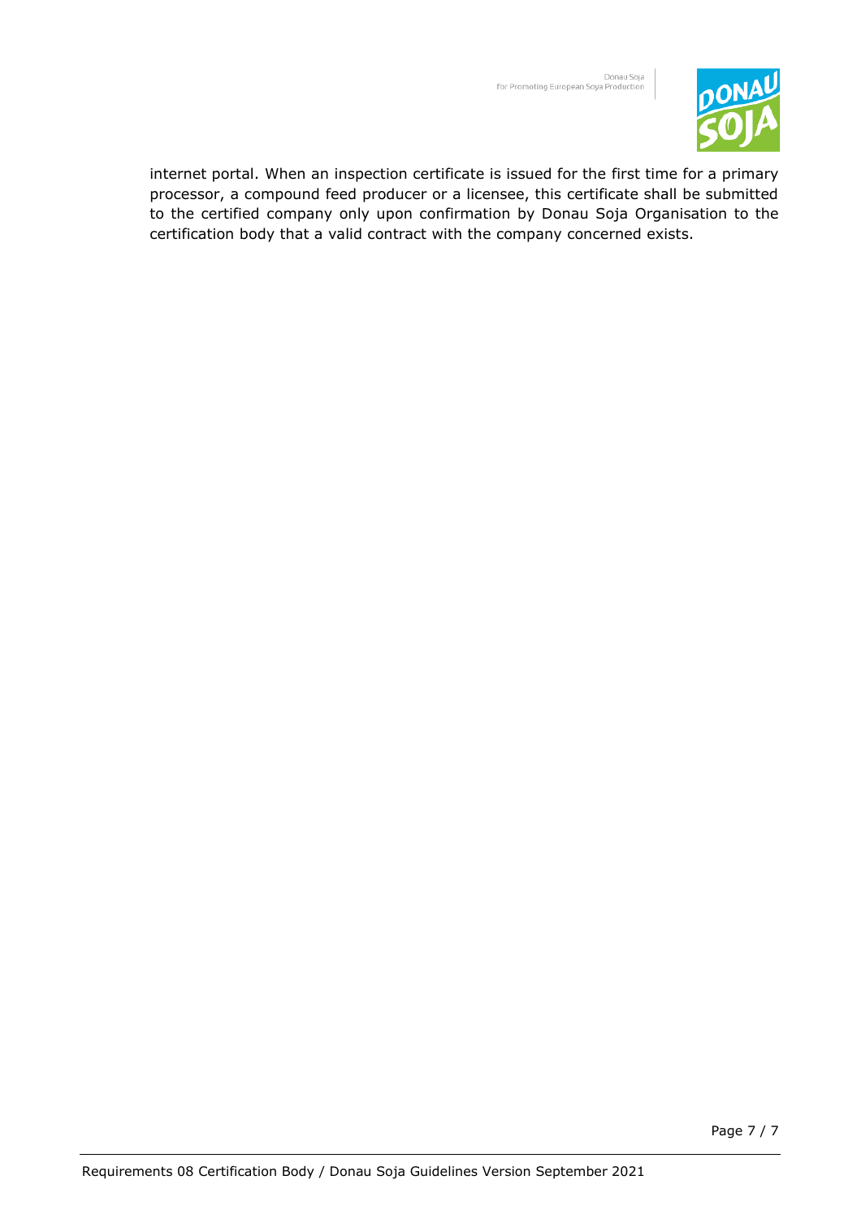internet portal. When an inspection certificate is issued for the first time for a primary processor, a compound feed producer or a licensee, this certificate shall be submitted to the certified company only upon confirmation by Donau Soja Organisation to the certification body that a valid contract with the company concerned exists.